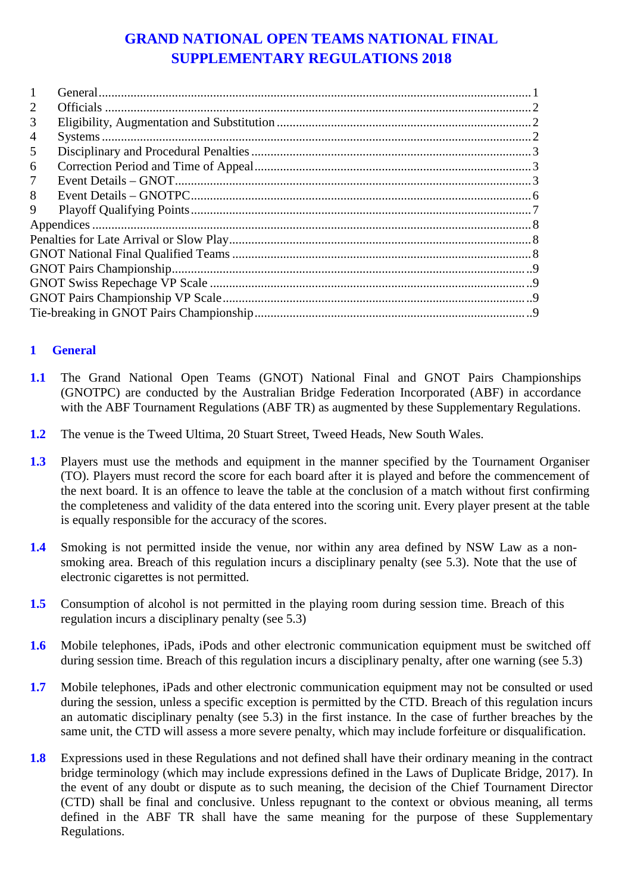# GRAND NATIONAL OPEN TEAMS NATIONAL FINAL SUPPLEMENTARY REGULATIONS 2018

| | | |
|---|---|---|
| 1 | General | 1 |
| 2 | Officials | 2 |
| 3 | Eligibility, Augmentation and Substitution | 2 |
| 4 | Systems | 2 |
| 5 | Disciplinary and Procedural Penalties | 3 |
| 6 | Correction Period and Time of Appeal | 3 |
| 7 | Event Details – GNOT | 3 |
| 8 | Event Details – GNOTPC | 6 |
| 9 | Playoff Qualifying Points | 7 |
| | Appendices | 8 |
| | Penalties for Late Arrival or Slow Play | 8 |
| | GNOT National Final Qualified Teams | 8 |
| | GNOT Pairs Championship | 9 |
| | GNOT Swiss Repechage VP Scale | 9 |
| | GNOT Pairs Championship VP Scale | 9 |
| | Tie-breaking in GNOT Pairs Championship | 9 |

## 1 General

**1.1** The Grand National Open Teams (GNOT) National Final and GNOT Pairs Championships (GNOTPC) are conducted by the Australian Bridge Federation Incorporated (ABF) in accordance with the ABF Tournament Regulations (ABF TR) as augmented by these Supplementary Regulations.

**1.2** The venue is the Tweed Ultima, 20 Stuart Street, Tweed Heads, New South Wales.

**1.3** Players must use the methods and equipment in the manner specified by the Tournament Organiser (TO). Players must record the score for each board after it is played and before the commencement of the next board. It is an offence to leave the table at the conclusion of a match without first confirming the completeness and validity of the data entered into the scoring unit. Every player present at the table is equally responsible for the accuracy of the scores.

**1.4** Smoking is not permitted inside the venue, nor within any area defined by NSW Law as a non-smoking area. Breach of this regulation incurs a disciplinary penalty (see 5.3). Note that the use of electronic cigarettes is not permitted.

**1.5** Consumption of alcohol is not permitted in the playing room during session time. Breach of this regulation incurs a disciplinary penalty (see 5.3)

**1.6** Mobile telephones, iPads, iPods and other electronic communication equipment must be switched off during session time. Breach of this regulation incurs a disciplinary penalty, after one warning (see 5.3)

**1.7** Mobile telephones, iPads and other electronic communication equipment may not be consulted or used during the session, unless a specific exception is permitted by the CTD. Breach of this regulation incurs an automatic disciplinary penalty (see 5.3) in the first instance. In the case of further breaches by the same unit, the CTD will assess a more severe penalty, which may include forfeiture or disqualification.

**1.8** Expressions used in these Regulations and not defined shall have their ordinary meaning in the contract bridge terminology (which may include expressions defined in the Laws of Duplicate Bridge, 2017). In the event of any doubt or dispute as to such meaning, the decision of the Chief Tournament Director (CTD) shall be final and conclusive. Unless repugnant to the context or obvious meaning, all terms defined in the ABF TR shall have the same meaning for the purpose of these Supplementary Regulations.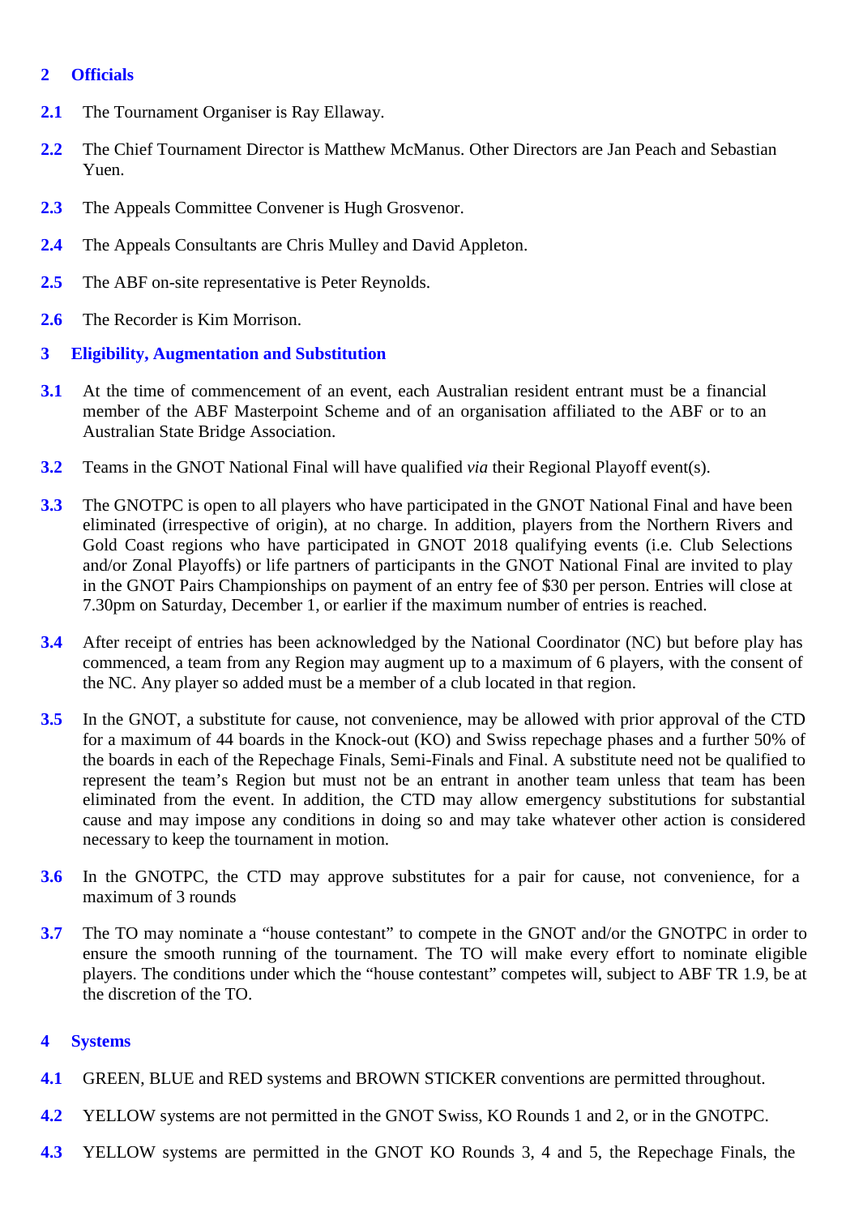## 2 Officials

**2.1** The Tournament Organiser is Ray Ellaway.

**2.2** The Chief Tournament Director is Matthew McManus. Other Directors are Jan Peach and Sebastian Yuen.

**2.3** The Appeals Committee Convener is Hugh Grosvenor.

**2.4** The Appeals Consultants are Chris Mulley and David Appleton.

**2.5** The ABF on-site representative is Peter Reynolds.

**2.6** The Recorder is Kim Morrison.

## 3 Eligibility, Augmentation and Substitution

**3.1** At the time of commencement of an event, each Australian resident entrant must be a financial member of the ABF Masterpoint Scheme and of an organisation affiliated to the ABF or to an Australian State Bridge Association.

**3.2** Teams in the GNOT National Final will have qualified *via* their Regional Playoff event(s).

**3.3** The GNOTPC is open to all players who have participated in the GNOT National Final and have been eliminated (irrespective of origin), at no charge. In addition, players from the Northern Rivers and Gold Coast regions who have participated in GNOT 2018 qualifying events (i.e. Club Selections and/or Zonal Playoffs) or life partners of participants in the GNOT National Final are invited to play in the GNOT Pairs Championships on payment of an entry fee of $30 per person. Entries will close at 7.30pm on Saturday, December 1, or earlier if the maximum number of entries is reached.

**3.4** After receipt of entries has been acknowledged by the National Coordinator (NC) but before play has commenced, a team from any Region may augment up to a maximum of 6 players, with the consent of the NC. Any player so added must be a member of a club located in that region.

**3.5** In the GNOT, a substitute for cause, not convenience, may be allowed with prior approval of the CTD for a maximum of 44 boards in the Knock-out (KO) and Swiss repechage phases and a further 50% of the boards in each of the Repechage Finals, Semi-Finals and Final. A substitute need not be qualified to represent the team's Region but must not be an entrant in another team unless that team has been eliminated from the event. In addition, the CTD may allow emergency substitutions for substantial cause and may impose any conditions in doing so and may take whatever other action is considered necessary to keep the tournament in motion.

**3.6** In the GNOTPC, the CTD may approve substitutes for a pair for cause, not convenience, for a maximum of 3 rounds

**3.7** The TO may nominate a "house contestant" to compete in the GNOT and/or the GNOTPC in order to ensure the smooth running of the tournament. The TO will make every effort to nominate eligible players. The conditions under which the "house contestant" competes will, subject to ABF TR 1.9, be at the discretion of the TO.

## 4 Systems

**4.1** GREEN, BLUE and RED systems and BROWN STICKER conventions are permitted throughout.

**4.2** YELLOW systems are not permitted in the GNOT Swiss, KO Rounds 1 and 2, or in the GNOTPC.

**4.3** YELLOW systems are permitted in the GNOT KO Rounds 3, 4 and 5, the Repechage Finals, the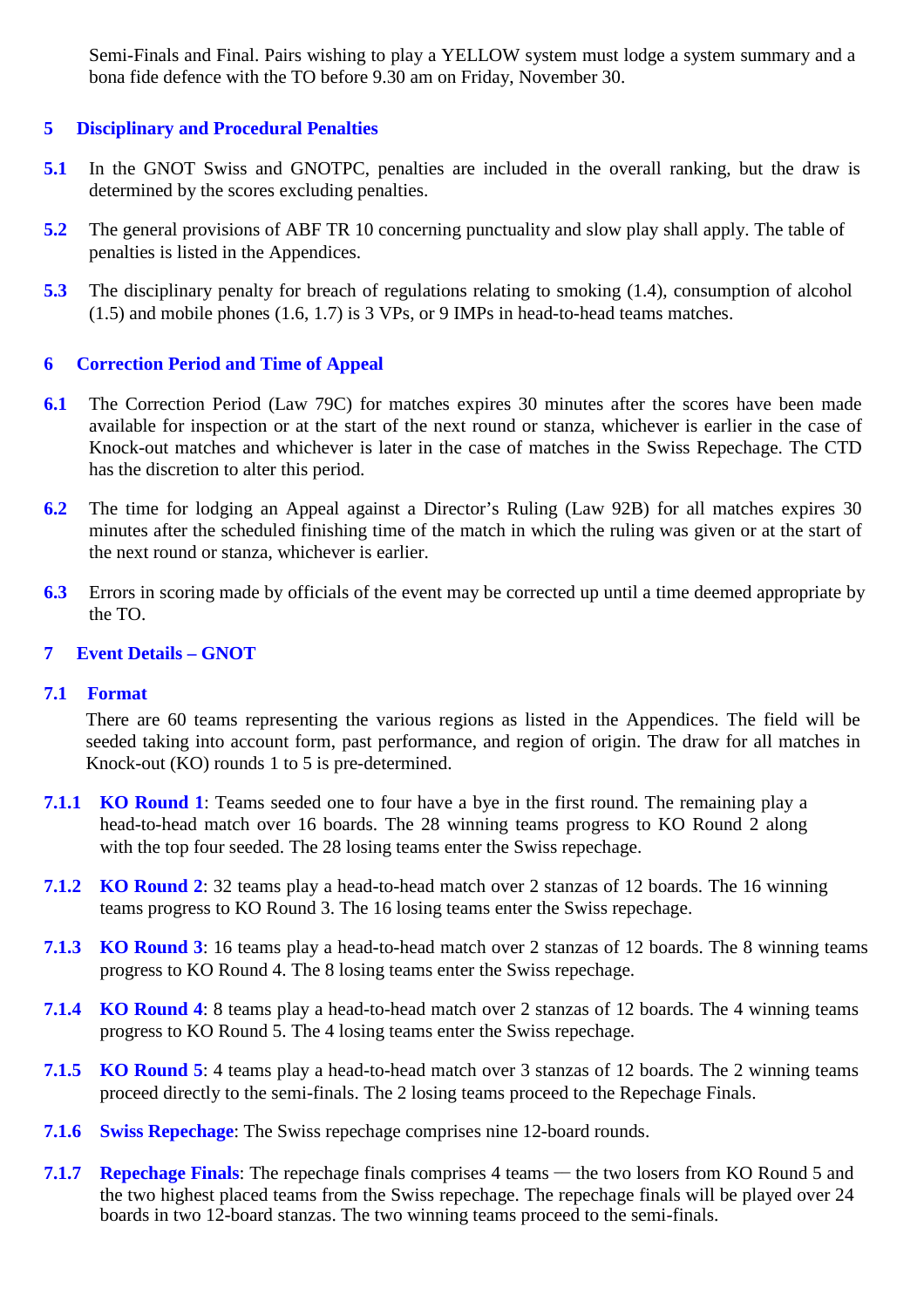Semi-Finals and Final. Pairs wishing to play a YELLOW system must lodge a system summary and a bona fide defence with the TO before 9.30 am on Friday, November 30.

## 5 Disciplinary and Procedural Penalties

**5.1** In the GNOT Swiss and GNOTPC, penalties are included in the overall ranking, but the draw is determined by the scores excluding penalties.

**5.2** The general provisions of ABF TR 10 concerning punctuality and slow play shall apply. The table of penalties is listed in the Appendices.

**5.3** The disciplinary penalty for breach of regulations relating to smoking (1.4), consumption of alcohol (1.5) and mobile phones (1.6, 1.7) is 3 VPs, or 9 IMPs in head-to-head teams matches.

## 6 Correction Period and Time of Appeal

**6.1** The Correction Period (Law 79C) for matches expires 30 minutes after the scores have been made available for inspection or at the start of the next round or stanza, whichever is earlier in the case of Knock-out matches and whichever is later in the case of matches in the Swiss Repechage. The CTD has the discretion to alter this period.

**6.2** The time for lodging an Appeal against a Director's Ruling (Law 92B) for all matches expires 30 minutes after the scheduled finishing time of the match in which the ruling was given or at the start of the next round or stanza, whichever is earlier.

**6.3** Errors in scoring made by officials of the event may be corrected up until a time deemed appropriate by the TO.

## 7 Event Details – GNOT

### 7.1 Format

There are 60 teams representing the various regions as listed in the Appendices. The field will be seeded taking into account form, past performance, and region of origin. The draw for all matches in Knock-out (KO) rounds 1 to 5 is pre-determined.

**7.1.1** **KO Round 1**: Teams seeded one to four have a bye in the first round. The remaining play a head-to-head match over 16 boards. The 28 winning teams progress to KO Round 2 along with the top four seeded. The 28 losing teams enter the Swiss repechage.

**7.1.2** **KO Round 2**: 32 teams play a head-to-head match over 2 stanzas of 12 boards. The 16 winning teams progress to KO Round 3. The 16 losing teams enter the Swiss repechage.

**7.1.3** **KO Round 3**: 16 teams play a head-to-head match over 2 stanzas of 12 boards. The 8 winning teams progress to KO Round 4. The 8 losing teams enter the Swiss repechage.

**7.1.4** **KO Round 4**: 8 teams play a head-to-head match over 2 stanzas of 12 boards. The 4 winning teams progress to KO Round 5. The 4 losing teams enter the Swiss repechage.

**7.1.5** **KO Round 5**: 4 teams play a head-to-head match over 3 stanzas of 12 boards. The 2 winning teams proceed directly to the semi-finals. The 2 losing teams proceed to the Repechage Finals.

**7.1.6** **Swiss Repechage**: The Swiss repechage comprises nine 12-board rounds.

**7.1.7** **Repechage Finals**: The repechage finals comprises 4 teams — the two losers from KO Round 5 and the two highest placed teams from the Swiss repechage. The repechage finals will be played over 24 boards in two 12-board stanzas. The two winning teams proceed to the semi-finals.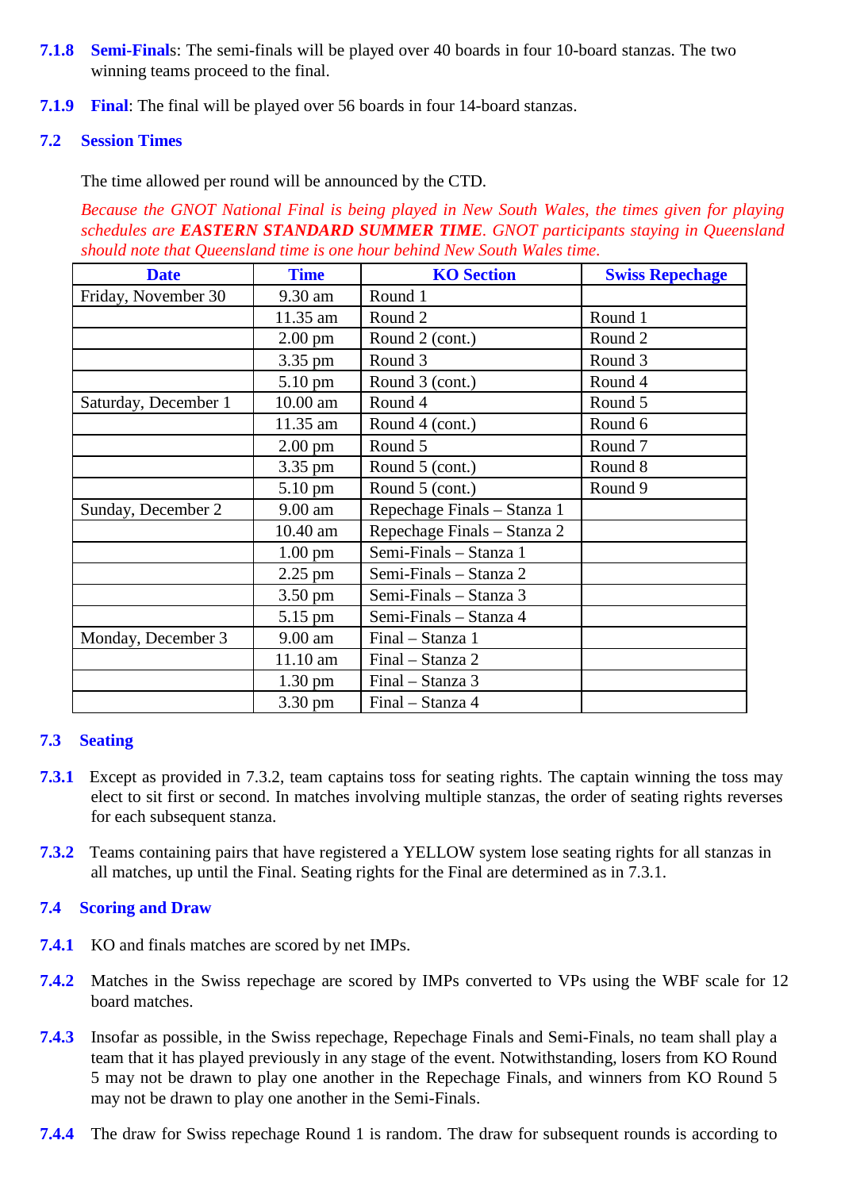**7.1.8 Semi-Finals**: The semi-finals will be played over 40 boards in four 10-board stanzas. The two winning teams proceed to the final.

**7.1.9 Final**: The final will be played over 56 boards in four 14-board stanzas.

## 7.2 Session Times

The time allowed per round will be announced by the CTD.

*Because the GNOT National Final is being played in New South Wales, the times given for playing schedules are **EASTERN STANDARD SUMMER TIME**. GNOT participants staying in Queensland should note that Queensland time is one hour behind New South Wales time.*

| Date | Time | KO Section | Swiss Repechage |
|---|---|---|---|
| Friday, November 30 | 9.30 am | Round 1 | |
| | 11.35 am | Round 2 | Round 1 |
| | 2.00 pm | Round 2 (cont.) | Round 2 |
| | 3.35 pm | Round 3 | Round 3 |
| | 5.10 pm | Round 3 (cont.) | Round 4 |
| Saturday, December 1 | 10.00 am | Round 4 | Round 5 |
| | 11.35 am | Round 4 (cont.) | Round 6 |
| | 2.00 pm | Round 5 | Round 7 |
| | 3.35 pm | Round 5 (cont.) | Round 8 |
| | 5.10 pm | Round 5 (cont.) | Round 9 |
| Sunday, December 2 | 9.00 am | Repechage Finals – Stanza 1 | |
| | 10.40 am | Repechage Finals – Stanza 2 | |
| | 1.00 pm | Semi-Finals – Stanza 1 | |
| | 2.25 pm | Semi-Finals – Stanza 2 | |
| | 3.50 pm | Semi-Finals – Stanza 3 | |
| | 5.15 pm | Semi-Finals – Stanza 4 | |
| Monday, December 3 | 9.00 am | Final – Stanza 1 | |
| | 11.10 am | Final – Stanza 2 | |
| | 1.30 pm | Final – Stanza 3 | |
| | 3.30 pm | Final – Stanza 4 | |

## 7.3 Seating

**7.3.1** Except as provided in 7.3.2, team captains toss for seating rights. The captain winning the toss may elect to sit first or second. In matches involving multiple stanzas, the order of seating rights reverses for each subsequent stanza.

**7.3.2** Teams containing pairs that have registered a YELLOW system lose seating rights for all stanzas in all matches, up until the Final. Seating rights for the Final are determined as in 7.3.1.

## 7.4 Scoring and Draw

**7.4.1** KO and finals matches are scored by net IMPs.

**7.4.2** Matches in the Swiss repechage are scored by IMPs converted to VPs using the WBF scale for 12 board matches.

**7.4.3** Insofar as possible, in the Swiss repechage, Repechage Finals and Semi-Finals, no team shall play a team that it has played previously in any stage of the event. Notwithstanding, losers from KO Round 5 may not be drawn to play one another in the Repechage Finals, and winners from KO Round 5 may not be drawn to play one another in the Semi-Finals.

**7.4.4** The draw for Swiss repechage Round 1 is random. The draw for subsequent rounds is according to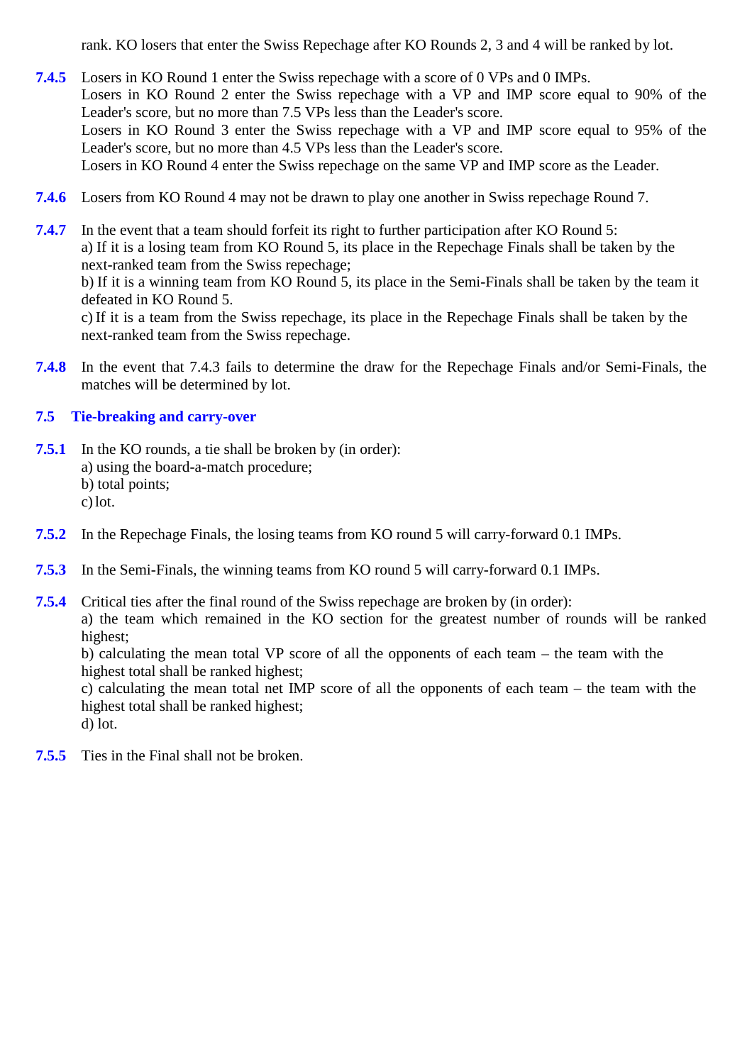rank. KO losers that enter the Swiss Repechage after KO Rounds 2, 3 and 4 will be ranked by lot.

**7.4.5** Losers in KO Round 1 enter the Swiss repechage with a score of 0 VPs and 0 IMPs.
Losers in KO Round 2 enter the Swiss repechage with a VP and IMP score equal to 90% of the Leader's score, but no more than 7.5 VPs less than the Leader's score.
Losers in KO Round 3 enter the Swiss repechage with a VP and IMP score equal to 95% of the Leader's score, but no more than 4.5 VPs less than the Leader's score.
Losers in KO Round 4 enter the Swiss repechage on the same VP and IMP score as the Leader.

**7.4.6** Losers from KO Round 4 may not be drawn to play one another in Swiss repechage Round 7.

**7.4.7** In the event that a team should forfeit its right to further participation after KO Round 5:
a) If it is a losing team from KO Round 5, its place in the Repechage Finals shall be taken by the next-ranked team from the Swiss repechage;
b) If it is a winning team from KO Round 5, its place in the Semi-Finals shall be taken by the team it defeated in KO Round 5.
c) If it is a team from the Swiss repechage, its place in the Repechage Finals shall be taken by the next-ranked team from the Swiss repechage.

**7.4.8** In the event that 7.4.3 fails to determine the draw for the Repechage Finals and/or Semi-Finals, the matches will be determined by lot.

## 7.5 Tie-breaking and carry-over

**7.5.1** In the KO rounds, a tie shall be broken by (in order):
a) using the board-a-match procedure;
b) total points;
c) lot.

**7.5.2** In the Repechage Finals, the losing teams from KO round 5 will carry-forward 0.1 IMPs.

**7.5.3** In the Semi-Finals, the winning teams from KO round 5 will carry-forward 0.1 IMPs.

**7.5.4** Critical ties after the final round of the Swiss repechage are broken by (in order):
a) the team which remained in the KO section for the greatest number of rounds will be ranked highest;
b) calculating the mean total VP score of all the opponents of each team – the team with the highest total shall be ranked highest;
c) calculating the mean total net IMP score of all the opponents of each team – the team with the highest total shall be ranked highest;
d) lot.

**7.5.5** Ties in the Final shall not be broken.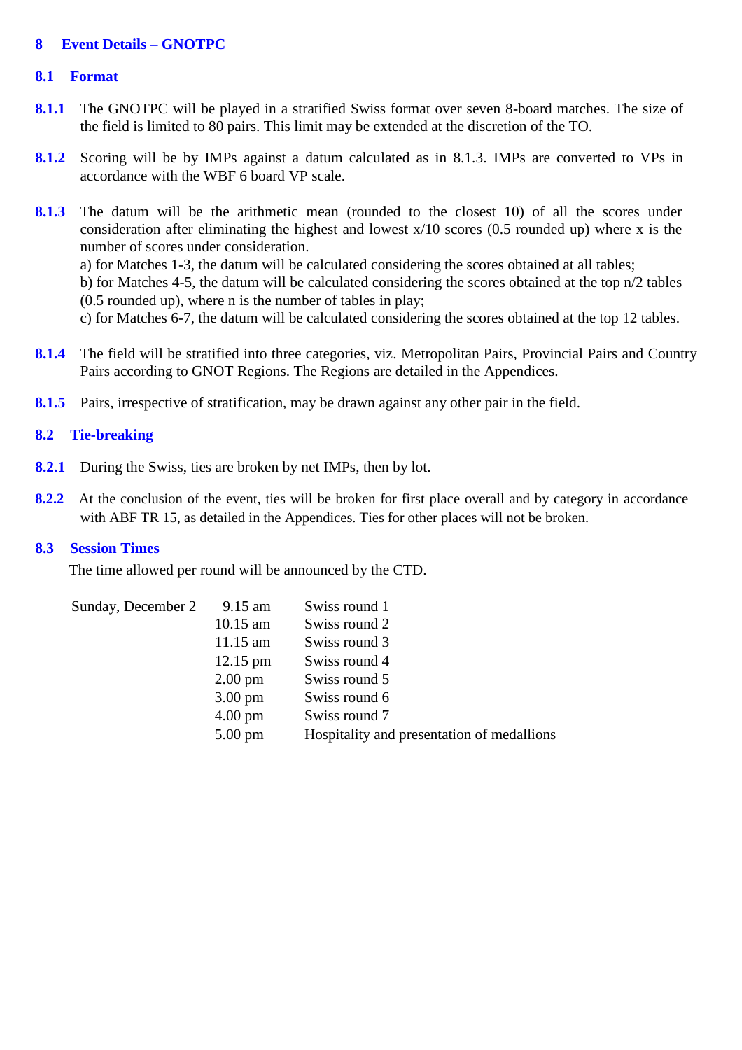## 8 Event Details – GNOTPC

### 8.1 Format

**8.1.1** The GNOTPC will be played in a stratified Swiss format over seven 8-board matches. The size of the field is limited to 80 pairs. This limit may be extended at the discretion of the TO.

**8.1.2** Scoring will be by IMPs against a datum calculated as in 8.1.3. IMPs are converted to VPs in accordance with the WBF 6 board VP scale.

**8.1.3** The datum will be the arithmetic mean (rounded to the closest 10) of all the scores under consideration after eliminating the highest and lowest x/10 scores (0.5 rounded up) where x is the number of scores under consideration.
a) for Matches 1-3, the datum will be calculated considering the scores obtained at all tables;
b) for Matches 4-5, the datum will be calculated considering the scores obtained at the top n/2 tables (0.5 rounded up), where n is the number of tables in play;
c) for Matches 6-7, the datum will be calculated considering the scores obtained at the top 12 tables.

**8.1.4** The field will be stratified into three categories, viz. Metropolitan Pairs, Provincial Pairs and Country Pairs according to GNOT Regions. The Regions are detailed in the Appendices.

**8.1.5** Pairs, irrespective of stratification, may be drawn against any other pair in the field.

### 8.2 Tie-breaking

**8.2.1** During the Swiss, ties are broken by net IMPs, then by lot.

**8.2.2** At the conclusion of the event, ties will be broken for first place overall and by category in accordance with ABF TR 15, as detailed in the Appendices. Ties for other places will not be broken.

### 8.3 Session Times

The time allowed per round will be announced by the CTD.

| | | |
|---|---|---|
| Sunday, December 2 | 9.15 am | Swiss round 1 |
| | 10.15 am | Swiss round 2 |
| | 11.15 am | Swiss round 3 |
| | 12.15 pm | Swiss round 4 |
| | 2.00 pm | Swiss round 5 |
| | 3.00 pm | Swiss round 6 |
| | 4.00 pm | Swiss round 7 |
| | 5.00 pm | Hospitality and presentation of medallions |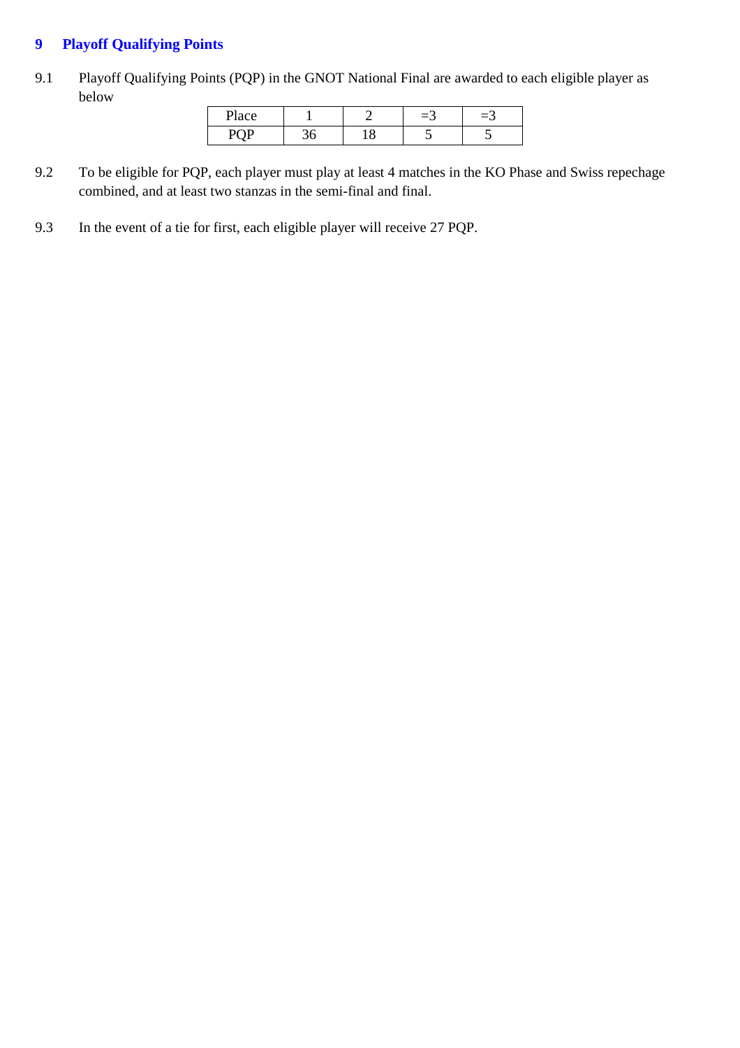## 9 Playoff Qualifying Points

9.1 Playoff Qualifying Points (PQP) in the GNOT National Final are awarded to each eligible player as below

| Place | 1 | 2 | =3 | =3 |
|---|---|---|---|---|
| PQP | 36 | 18 | 5 | 5 |

9.2 To be eligible for PQP, each player must play at least 4 matches in the KO Phase and Swiss repechage combined, and at least two stanzas in the semi-final and final.

9.3 In the event of a tie for first, each eligible player will receive 27 PQP.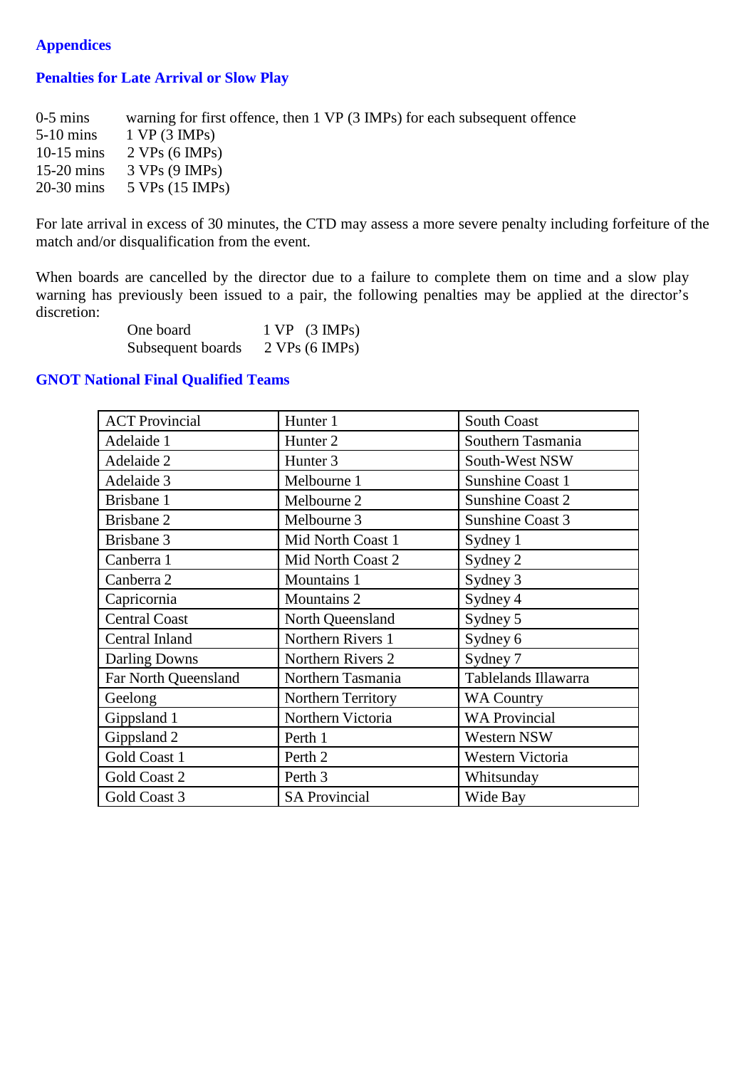## Appendices

### Penalties for Late Arrival or Slow Play

| | |
|---|---|
| 0-5 mins | warning for first offence, then 1 VP (3 IMPs) for each subsequent offence |
| 5-10 mins | 1 VP (3 IMPs) |
| 10-15 mins | 2 VPs (6 IMPs) |
| 15-20 mins | 3 VPs (9 IMPs) |
| 20-30 mins | 5 VPs (15 IMPs) |

For late arrival in excess of 30 minutes, the CTD may assess a more severe penalty including forfeiture of the match and/or disqualification from the event.

When boards are cancelled by the director due to a failure to complete them on time and a slow play warning has previously been issued to a pair, the following penalties may be applied at the director's discretion:

| | |
|---|---|
| One board | 1 VP (3 IMPs) |
| Subsequent boards | 2 VPs (6 IMPs) |

### GNOT National Final Qualified Teams

| | | |
|---|---|---|
| ACT Provincial | Hunter 1 | South Coast |
| Adelaide 1 | Hunter 2 | Southern Tasmania |
| Adelaide 2 | Hunter 3 | South-West NSW |
| Adelaide 3 | Melbourne 1 | Sunshine Coast 1 |
| Brisbane 1 | Melbourne 2 | Sunshine Coast 2 |
| Brisbane 2 | Melbourne 3 | Sunshine Coast 3 |
| Brisbane 3 | Mid North Coast 1 | Sydney 1 |
| Canberra 1 | Mid North Coast 2 | Sydney 2 |
| Canberra 2 | Mountains 1 | Sydney 3 |
| Capricornia | Mountains 2 | Sydney 4 |
| Central Coast | North Queensland | Sydney 5 |
| Central Inland | Northern Rivers 1 | Sydney 6 |
| Darling Downs | Northern Rivers 2 | Sydney 7 |
| Far North Queensland | Northern Tasmania | Tablelands Illawarra |
| Geelong | Northern Territory | WA Country |
| Gippsland 1 | Northern Victoria | WA Provincial |
| Gippsland 2 | Perth 1 | Western NSW |
| Gold Coast 1 | Perth 2 | Western Victoria |
| Gold Coast 2 | Perth 3 | Whitsunday |
| Gold Coast 3 | SA Provincial | Wide Bay |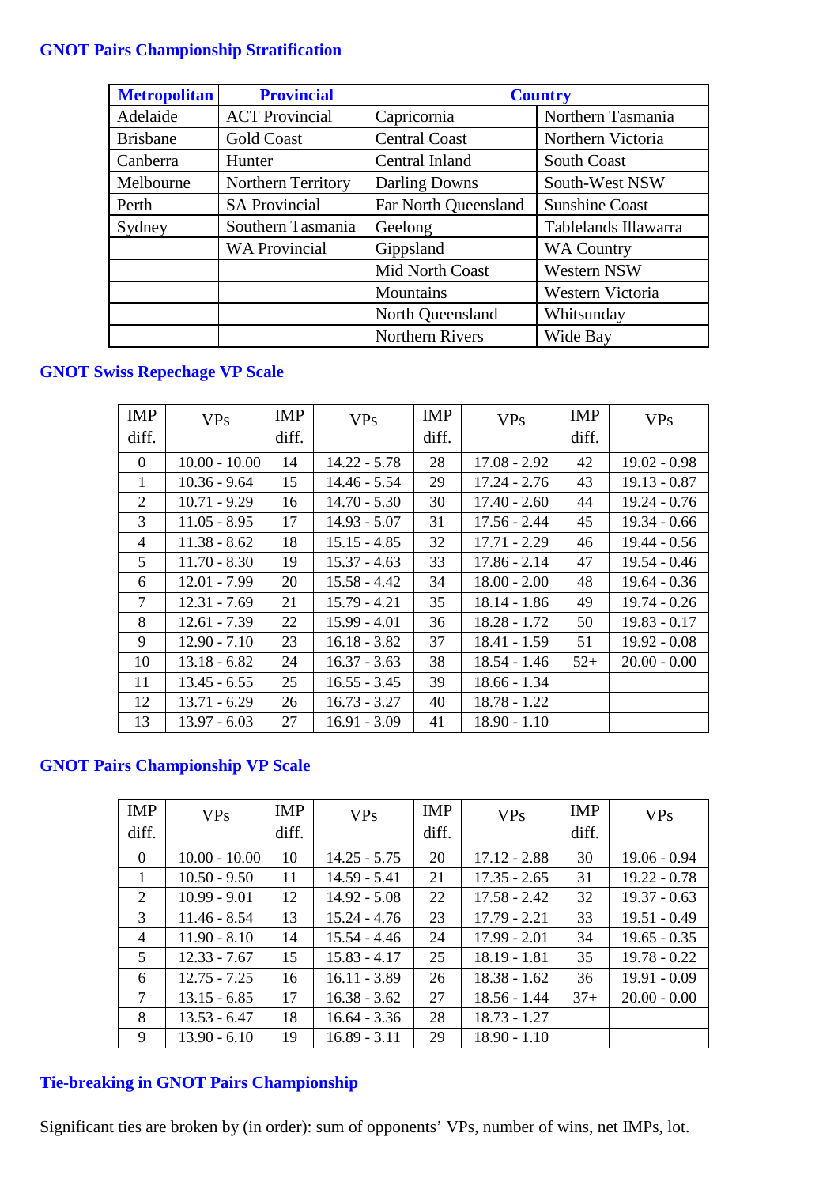## GNOT Pairs Championship Stratification

| Metropolitan | Provincial | Country | |
|---|---|---|---|
| Adelaide | ACT Provincial | Capricornia | Northern Tasmania |
| Brisbane | Gold Coast | Central Coast | Northern Victoria |
| Canberra | Hunter | Central Inland | South Coast |
| Melbourne | Northern Territory | Darling Downs | South-West NSW |
| Perth | SA Provincial | Far North Queensland | Sunshine Coast |
| Sydney | Southern Tasmania | Geelong | Tablelands Illawarra |
| | WA Provincial | Gippsland | WA Country |
| | | Mid North Coast | Western NSW |
| | | Mountains | Western Victoria |
| | | North Queensland | Whitsunday |
| | | Northern Rivers | Wide Bay |

## GNOT Swiss Repechage VP Scale

| IMP diff. | VPs | IMP diff. | VPs | IMP diff. | VPs | IMP diff. | VPs |
|---|---|---|---|---|---|---|---|
| 0 | 10.00 - 10.00 | 14 | 14.22 - 5.78 | 28 | 17.08 - 2.92 | 42 | 19.02 - 0.98 |
| 1 | 10.36 - 9.64 | 15 | 14.46 - 5.54 | 29 | 17.24 - 2.76 | 43 | 19.13 - 0.87 |
| 2 | 10.71 - 9.29 | 16 | 14.70 - 5.30 | 30 | 17.40 - 2.60 | 44 | 19.24 - 0.76 |
| 3 | 11.05 - 8.95 | 17 | 14.93 - 5.07 | 31 | 17.56 - 2.44 | 45 | 19.34 - 0.66 |
| 4 | 11.38 - 8.62 | 18 | 15.15 - 4.85 | 32 | 17.71 - 2.29 | 46 | 19.44 - 0.56 |
| 5 | 11.70 - 8.30 | 19 | 15.37 - 4.63 | 33 | 17.86 - 2.14 | 47 | 19.54 - 0.46 |
| 6 | 12.01 - 7.99 | 20 | 15.58 - 4.42 | 34 | 18.00 - 2.00 | 48 | 19.64 - 0.36 |
| 7 | 12.31 - 7.69 | 21 | 15.79 - 4.21 | 35 | 18.14 - 1.86 | 49 | 19.74 - 0.26 |
| 8 | 12.61 - 7.39 | 22 | 15.99 - 4.01 | 36 | 18.28 - 1.72 | 50 | 19.83 - 0.17 |
| 9 | 12.90 - 7.10 | 23 | 16.18 - 3.82 | 37 | 18.41 - 1.59 | 51 | 19.92 - 0.08 |
| 10 | 13.18 - 6.82 | 24 | 16.37 - 3.63 | 38 | 18.54 - 1.46 | 52+ | 20.00 - 0.00 |
| 11 | 13.45 - 6.55 | 25 | 16.55 - 3.45 | 39 | 18.66 - 1.34 | | |
| 12 | 13.71 - 6.29 | 26 | 16.73 - 3.27 | 40 | 18.78 - 1.22 | | |
| 13 | 13.97 - 6.03 | 27 | 16.91 - 3.09 | 41 | 18.90 - 1.10 | | |

## GNOT Pairs Championship VP Scale

| IMP diff. | VPs | IMP diff. | VPs | IMP diff. | VPs | IMP diff. | VPs |
|---|---|---|---|---|---|---|---|
| 0 | 10.00 - 10.00 | 10 | 14.25 - 5.75 | 20 | 17.12 - 2.88 | 30 | 19.06 - 0.94 |
| 1 | 10.50 - 9.50 | 11 | 14.59 - 5.41 | 21 | 17.35 - 2.65 | 31 | 19.22 - 0.78 |
| 2 | 10.99 - 9.01 | 12 | 14.92 - 5.08 | 22 | 17.58 - 2.42 | 32 | 19.37 - 0.63 |
| 3 | 11.46 - 8.54 | 13 | 15.24 - 4.76 | 23 | 17.79 - 2.21 | 33 | 19.51 - 0.49 |
| 4 | 11.90 - 8.10 | 14 | 15.54 - 4.46 | 24 | 17.99 - 2.01 | 34 | 19.65 - 0.35 |
| 5 | 12.33 - 7.67 | 15 | 15.83 - 4.17 | 25 | 18.19 - 1.81 | 35 | 19.78 - 0.22 |
| 6 | 12.75 - 7.25 | 16 | 16.11 - 3.89 | 26 | 18.38 - 1.62 | 36 | 19.91 - 0.09 |
| 7 | 13.15 - 6.85 | 17 | 16.38 - 3.62 | 27 | 18.56 - 1.44 | 37+ | 20.00 - 0.00 |
| 8 | 13.53 - 6.47 | 18 | 16.64 - 3.36 | 28 | 18.73 - 1.27 | | |
| 9 | 13.90 - 6.10 | 19 | 16.89 - 3.11 | 29 | 18.90 - 1.10 | | |

## Tie-breaking in GNOT Pairs Championship

Significant ties are broken by (in order): sum of opponents' VPs, number of wins, net IMPs, lot.